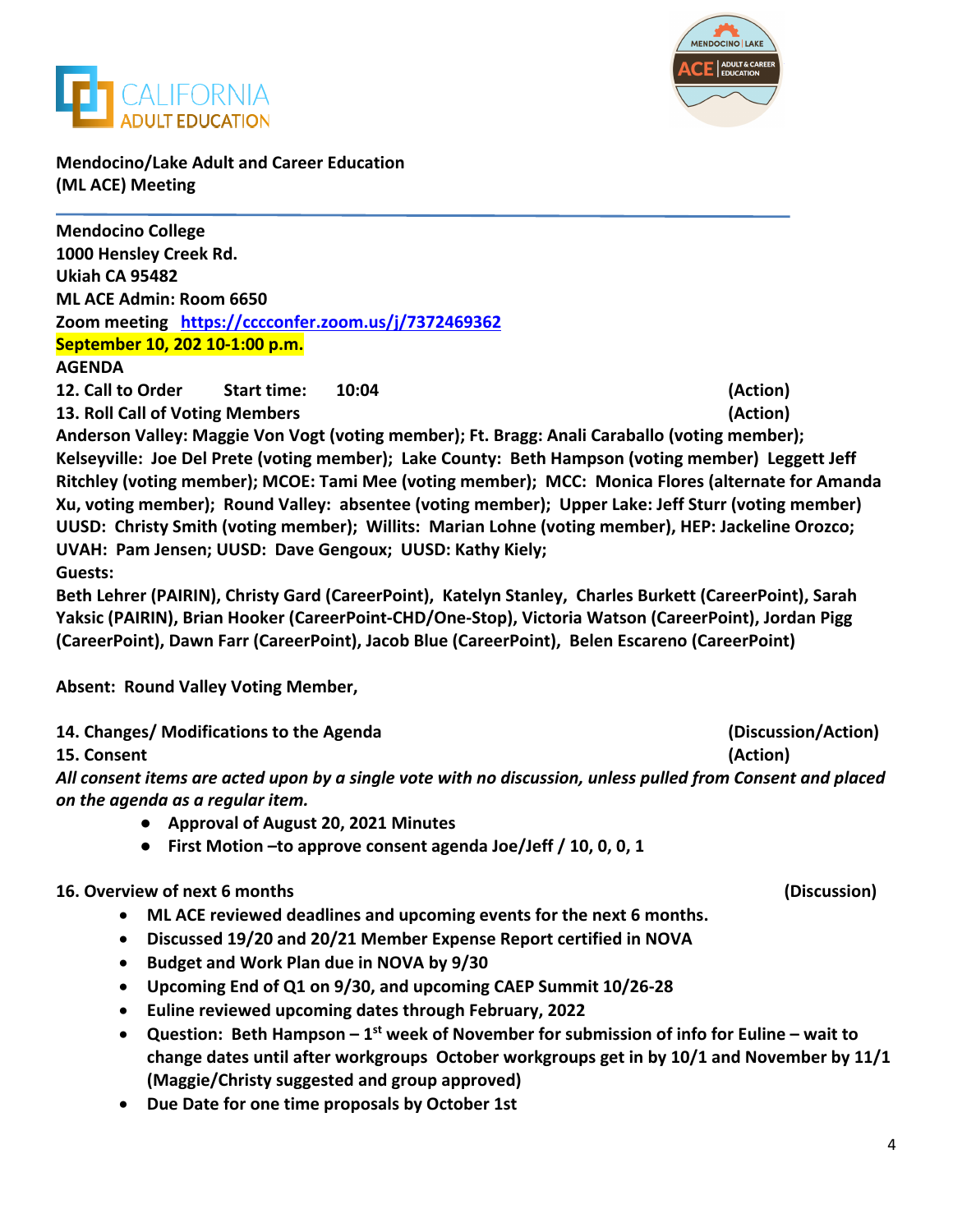**Mendocino/Lake Adult and Career Education (ML ACE) Meeting**

---

**Mendocino College**
**1000 Hensley Creek Rd.**
**Ukiah CA 95482**
**ML ACE Admin: Room 6650**
**Zoom meeting** [**https://cccconfer.zoom.us/j/7372469362**](https://cccconfer.zoom.us/j/7372469362)
**September 10, 202 10-1:00 p.m.**
**AGENDA**

**12. Call to Order Start time: 10:04 (Action)**

**13. Roll Call of Voting Members (Action)**

**Anderson Valley: Maggie Von Vogt (voting member); Ft. Bragg: Anali Caraballo (voting member); Kelseyville: Joe Del Prete (voting member); Lake County: Beth Hampson (voting member) Leggett Jeff Ritchley (voting member); MCOE: Tami Mee (voting member); MCC: Monica Flores (alternate for Amanda Xu, voting member); Round Valley: absentee (voting member); Upper Lake: Jeff Sturr (voting member) UUSD: Christy Smith (voting member); Willits: Marian Lohne (voting member), HEP: Jackeline Orozco; UVAH: Pam Jensen; UUSD: Dave Gengoux; UUSD: Kathy Kiely;**

**Guests:**

**Beth Lehrer (PAIRIN), Christy Gard (CareerPoint), Katelyn Stanley, Charles Burkett (CareerPoint), Sarah Yaksic (PAIRIN), Brian Hooker (CareerPoint-CHD/One-Stop), Victoria Watson (CareerPoint), Jordan Pigg (CareerPoint), Dawn Farr (CareerPoint), Jacob Blue (CareerPoint), Belen Escareno (CareerPoint)**

**Absent: Round Valley Voting Member,**

**14. Changes/ Modifications to the Agenda (Discussion/Action)**

**15. Consent (Action)**

***All consent items are acted upon by a single vote with no discussion, unless pulled from Consent and placed on the agenda as a regular item.***

- **Approval of August 20, 2021 Minutes**
- **First Motion –to approve consent agenda Joe/Jeff / 10, 0, 0, 1**

**16. Overview of next 6 months (Discussion)**

- **ML ACE reviewed deadlines and upcoming events for the next 6 months.**
- **Discussed 19/20 and 20/21 Member Expense Report certified in NOVA**
- **Budget and Work Plan due in NOVA by 9/30**
- **Upcoming End of Q1 on 9/30, and upcoming CAEP Summit 10/26-28**
- **Euline reviewed upcoming dates through February, 2022**
- **Question: Beth Hampson – 1st week of November for submission of info for Euline – wait to change dates until after workgroups October workgroups get in by 10/1 and November by 11/1 (Maggie/Christy suggested and group approved)**
- **Due Date for one time proposals by October 1st**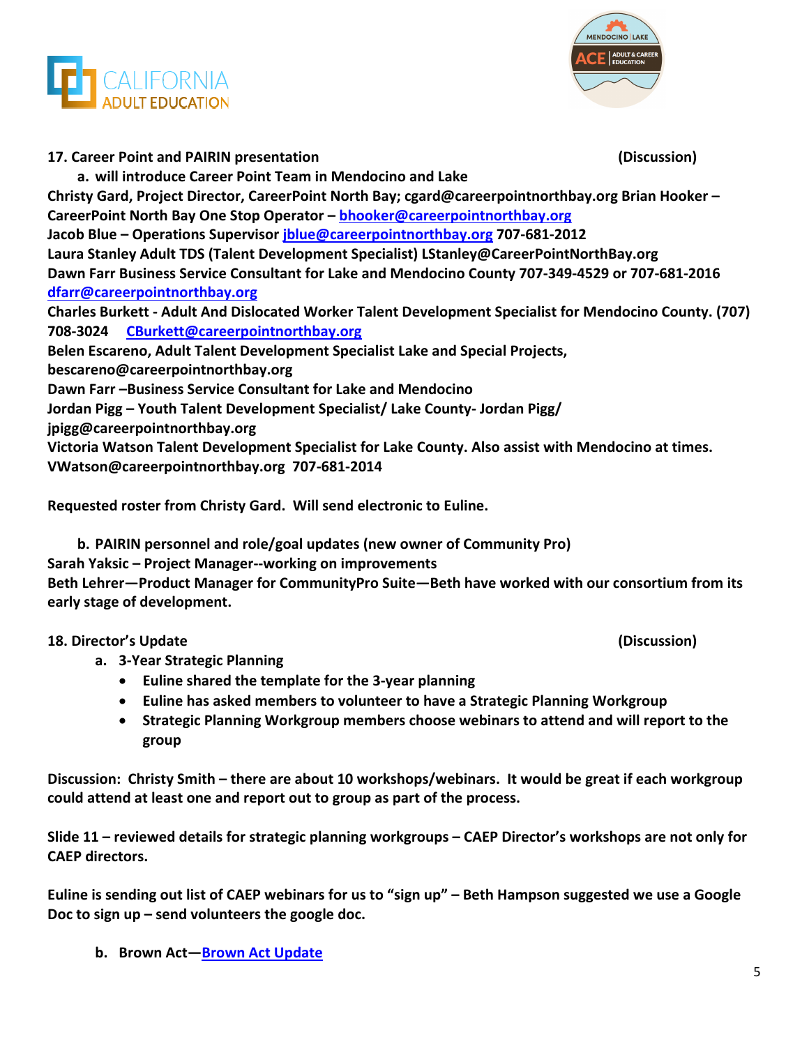**17. Career Point and PAIRIN presentation (Discussion)**

**a. will introduce Career Point Team in Mendocino and Lake**

**Christy Gard, Project Director, CareerPoint North Bay; cgard@careerpointnorthbay.org Brian Hooker – CareerPoint North Bay One Stop Operator – bhooker@careerpointnorthbay.org**
**Jacob Blue – Operations Supervisor jblue@careerpointnorthbay.org 707-681-2012**
**Laura Stanley Adult TDS (Talent Development Specialist) LStanley@CareerPointNorthBay.org**
**Dawn Farr Business Service Consultant for Lake and Mendocino County 707-349-4529 or 707-681-2016 dfarr@careerpointnorthbay.org**
**Charles Burkett - Adult And Dislocated Worker Talent Development Specialist for Mendocino County. (707) 708-3024 CBurkett@careerpointnorthbay.org**
**Belen Escareno, Adult Talent Development Specialist Lake and Special Projects, bescareno@careerpointnorthbay.org**
**Dawn Farr –Business Service Consultant for Lake and Mendocino**
**Jordan Pigg – Youth Talent Development Specialist/ Lake County- Jordan Pigg/ jpigg@careerpointnorthbay.org**
**Victoria Watson Talent Development Specialist for Lake County. Also assist with Mendocino at times. VWatson@careerpointnorthbay.org 707-681-2014**

**Requested roster from Christy Gard. Will send electronic to Euline.**

**b. PAIRIN personnel and role/goal updates (new owner of Community Pro)**

**Sarah Yaksic – Project Manager--working on improvements**
**Beth Lehrer—Product Manager for CommunityPro Suite—Beth have worked with our consortium from its early stage of development.**

**18. Director's Update (Discussion)**

**a. 3-Year Strategic Planning**

- **Euline shared the template for the 3-year planning**
- **Euline has asked members to volunteer to have a Strategic Planning Workgroup**
- **Strategic Planning Workgroup members choose webinars to attend and will report to the group**

**Discussion: Christy Smith – there are about 10 workshops/webinars. It would be great if each workgroup could attend at least one and report out to group as part of the process.**

**Slide 11 – reviewed details for strategic planning workgroups – CAEP Director's workshops are not only for CAEP directors.**

**Euline is sending out list of CAEP webinars for us to "sign up" – Beth Hampson suggested we use a Google Doc to sign up – send volunteers the google doc.**

**b. Brown Act—Brown Act Update**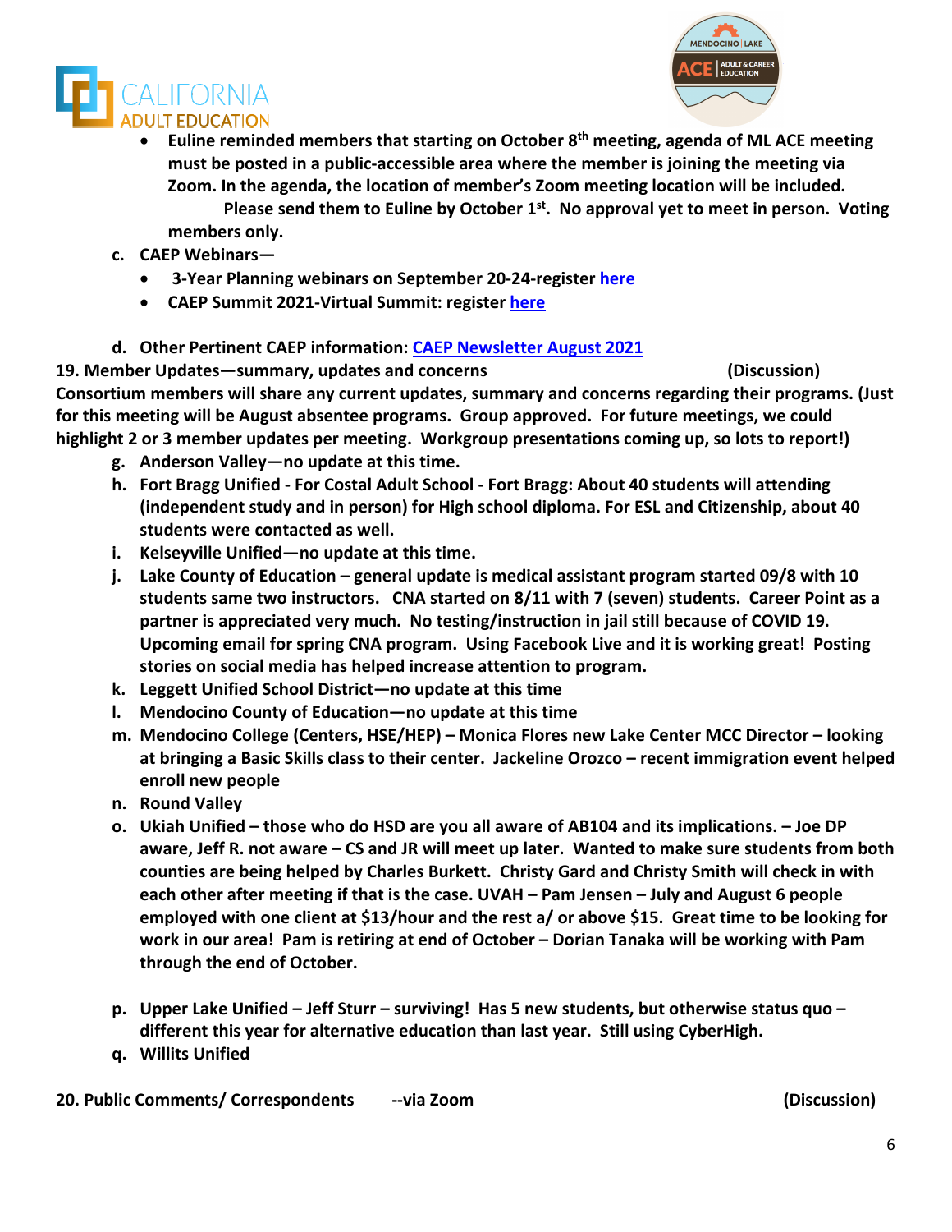- **Euline reminded members that starting on October 8th meeting, agenda of ML ACE meeting must be posted in a public-accessible area where the member is joining the meeting via Zoom. In the agenda, the location of member's Zoom meeting location will be included. Please send them to Euline by October 1st. No approval yet to meet in person. Voting members only.**

**c. CAEP Webinars—**

- **3-Year Planning webinars on September 20-24-register [here]**
- **CAEP Summit 2021-Virtual Summit: register [here]**

**d. Other Pertinent CAEP information: [CAEP Newsletter August 2021]**

**19. Member Updates—summary, updates and concerns (Discussion)**

**Consortium members will share any current updates, summary and concerns regarding their programs. (Just for this meeting will be August absentee programs. Group approved. For future meetings, we could highlight 2 or 3 member updates per meeting. Workgroup presentations coming up, so lots to report!)**

**g. Anderson Valley—no update at this time.**

**h. Fort Bragg Unified - For Costal Adult School - Fort Bragg: About 40 students will attending (independent study and in person) for High school diploma. For ESL and Citizenship, about 40 students were contacted as well.**

**i. Kelseyville Unified—no update at this time.**

**j. Lake County of Education – general update is medical assistant program started 09/8 with 10 students same two instructors. CNA started on 8/11 with 7 (seven) students. Career Point as a partner is appreciated very much. No testing/instruction in jail still because of COVID 19. Upcoming email for spring CNA program. Using Facebook Live and it is working great! Posting stories on social media has helped increase attention to program.**

**k. Leggett Unified School District—no update at this time**

**l. Mendocino County of Education—no update at this time**

**m. Mendocino College (Centers, HSE/HEP) – Monica Flores new Lake Center MCC Director – looking at bringing a Basic Skills class to their center. Jackeline Orozco – recent immigration event helped enroll new people**

**n. Round Valley**

**o. Ukiah Unified – those who do HSD are you all aware of AB104 and its implications. – Joe DP aware, Jeff R. not aware – CS and JR will meet up later. Wanted to make sure students from both counties are being helped by Charles Burkett. Christy Gard and Christy Smith will check in with each other after meeting if that is the case. UVAH – Pam Jensen – July and August 6 people employed with one client at $13/hour and the rest a/ or above $15. Great time to be looking for work in our area! Pam is retiring at end of October – Dorian Tanaka will be working with Pam through the end of October.**

**p. Upper Lake Unified – Jeff Sturr – surviving! Has 5 new students, but otherwise status quo – different this year for alternative education than last year. Still using CyberHigh.**

**q. Willits Unified**

**20. Public Comments/ Correspondents --via Zoom (Discussion)**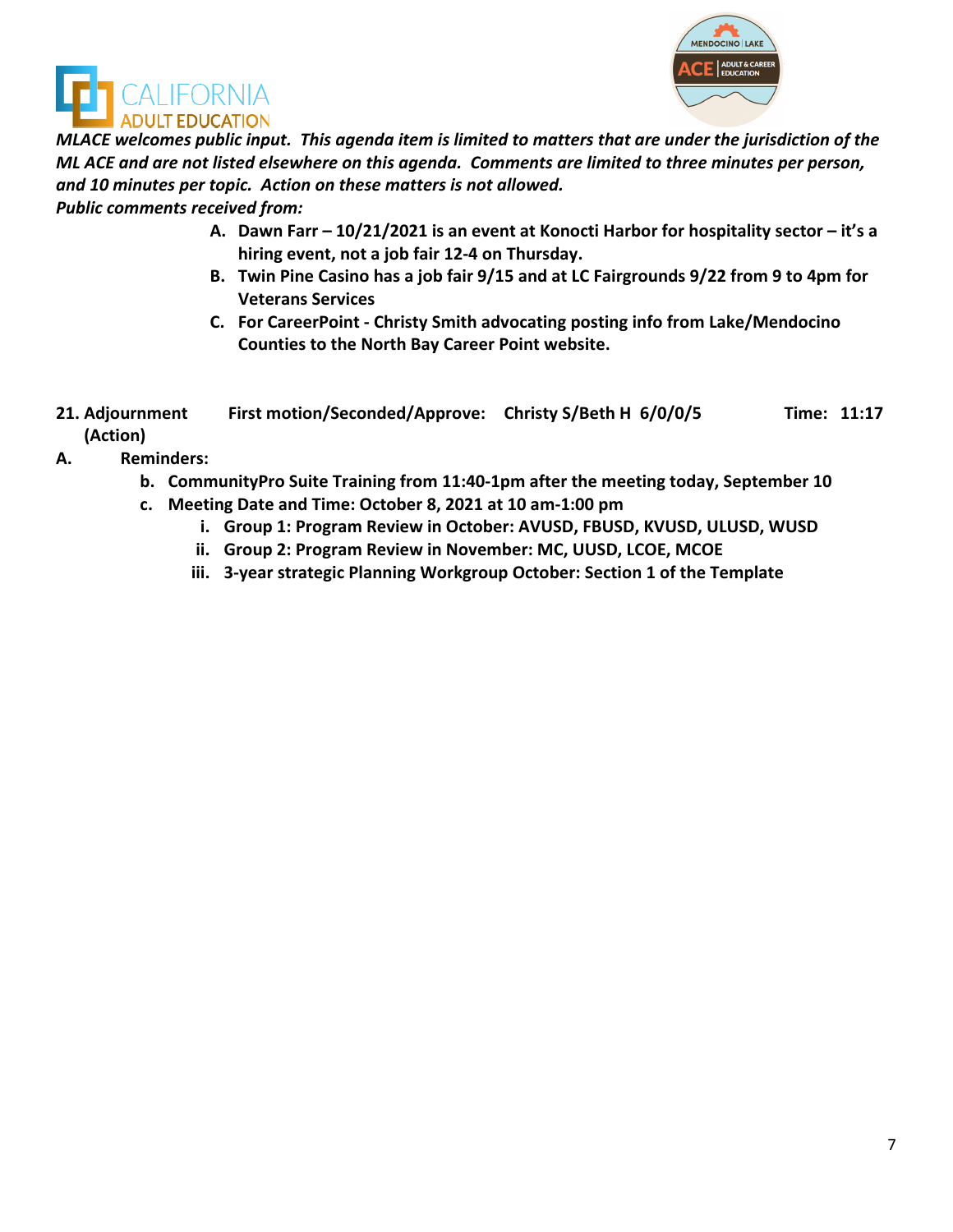***MLACE welcomes public input. This agenda item is limited to matters that are under the jurisdiction of the ML ACE and are not listed elsewhere on this agenda. Comments are limited to three minutes per person, and 10 minutes per topic. Action on these matters is not allowed.***
***Public comments received from:***

A. **Dawn Farr – 10/21/2021 is an event at Konocti Harbor for hospitality sector – it's a hiring event, not a job fair 12-4 on Thursday.**
B. **Twin Pine Casino has a job fair 9/15 and at LC Fairgrounds 9/22 from 9 to 4pm for Veterans Services**
C. **For CareerPoint - Christy Smith advocating posting info from Lake/Mendocino Counties to the North Bay Career Point website.**

**21. Adjournment (Action)** **First motion/Seconded/Approve: Christy S/Beth H 6/0/0/5** **Time: 11:17**

**A. Reminders:**

- **b. CommunityPro Suite Training from 11:40-1pm after the meeting today, September 10**
- **c. Meeting Date and Time: October 8, 2021 at 10 am-1:00 pm**
  - **i. Group 1: Program Review in October: AVUSD, FBUSD, KVUSD, ULUSD, WUSD**
  - **ii. Group 2: Program Review in November: MC, UUSD, LCOE, MCOE**
  - **iii. 3-year strategic Planning Workgroup October: Section 1 of the Template**